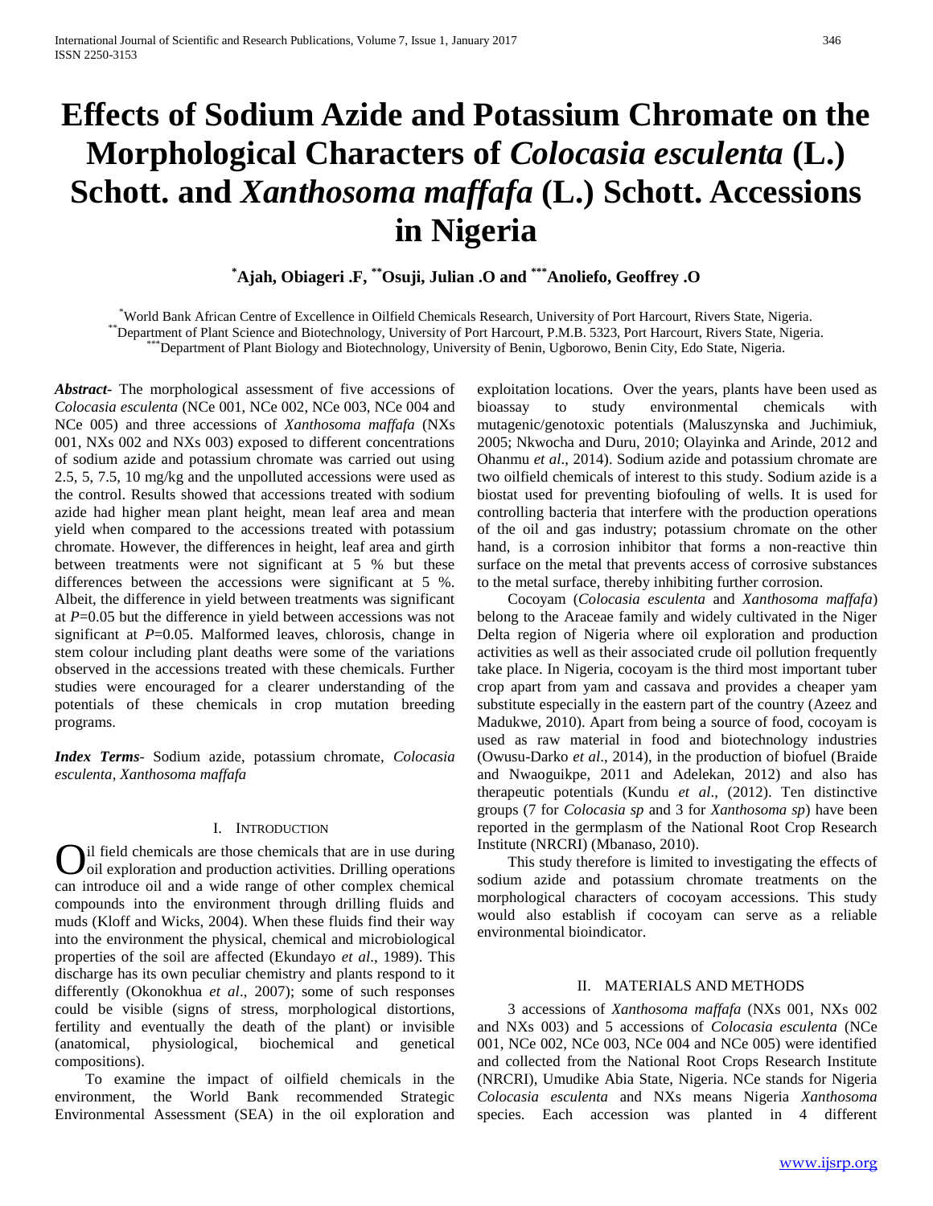# Effects of Sodium Azide and Potassium Chromate on the Morphological Characters of *Colocasia esculenta* (L.) Schott. and *Xanthosoma maffafa* (L.) Schott. Accessions in Nigeria

**[*]Ajah, Obiageri .F, [**]Osuji, Julian .O and [***]Anoliefo, Geoffrey .O**

[*]World Bank African Centre of Excellence in Oilfield Chemicals Research, University of Port Harcourt, Rivers State, Nigeria.
[**]Department of Plant Science and Biotechnology, University of Port Harcourt, P.M.B. 5323, Port Harcourt, Rivers State, Nigeria.
[***]Department of Plant Biology and Biotechnology, University of Benin, Ugborowo, Benin City, Edo State, Nigeria.

***Abstract*-** The morphological assessment of five accessions of *Colocasia esculenta* (NCe 001, NCe 002, NCe 003, NCe 004 and NCe 005) and three accessions of *Xanthosoma maffafa* (NXs 001, NXs 002 and NXs 003) exposed to different concentrations of sodium azide and potassium chromate was carried out using 2.5, 5, 7.5, 10 mg/kg and the unpolluted accessions were used as the control. Results showed that accessions treated with sodium azide had higher mean plant height, mean leaf area and mean yield when compared to the accessions treated with potassium chromate. However, the differences in height, leaf area and girth between treatments were not significant at 5 % but these differences between the accessions were significant at 5 %. Albeit, the difference in yield between treatments was significant at $P$=0.05 but the difference in yield between accessions was not significant at $P$=0.05. Malformed leaves, chlorosis, change in stem colour including plant deaths were some of the variations observed in the accessions treated with these chemicals. Further studies were encouraged for a clearer understanding of the potentials of these chemicals in crop mutation breeding programs.

***Index Terms*-** Sodium azide, potassium chromate, *Colocasia esculenta*, *Xanthosoma maffafa*

## I. Introduction

Oil field chemicals are those chemicals that are in use during oil exploration and production activities. Drilling operations can introduce oil and a wide range of other complex chemical compounds into the environment through drilling fluids and muds (Kloff and Wicks, 2004). When these fluids find their way into the environment the physical, chemical and microbiological properties of the soil are affected (Ekundayo *et al*., 1989). This discharge has its own peculiar chemistry and plants respond to it differently (Okonokhua *et al*., 2007); some of such responses could be visible (signs of stress, morphological distortions, fertility and eventually the death of the plant) or invisible (anatomical, physiological, biochemical and genetical compositions).

To examine the impact of oilfield chemicals in the environment, the World Bank recommended Strategic Environmental Assessment (SEA) in the oil exploration and exploitation locations. Over the years, plants have been used as bioassay to study environmental chemicals with mutagenic/genotoxic potentials (Maluszynska and Juchimiuk, 2005; Nkwocha and Duru, 2010; Olayinka and Arinde, 2012 and Ohanmu *et al*., 2014). Sodium azide and potassium chromate are two oilfield chemicals of interest to this study. Sodium azide is a biostat used for preventing biofouling of wells. It is used for controlling bacteria that interfere with the production operations of the oil and gas industry; potassium chromate on the other hand, is a corrosion inhibitor that forms a non-reactive thin surface on the metal that prevents access of corrosive substances to the metal surface, thereby inhibiting further corrosion.

Cocoyam (*Colocasia esculenta* and *Xanthosoma maffafa*) belong to the Araceae family and widely cultivated in the Niger Delta region of Nigeria where oil exploration and production activities as well as their associated crude oil pollution frequently take place. In Nigeria, cocoyam is the third most important tuber crop apart from yam and cassava and provides a cheaper yam substitute especially in the eastern part of the country (Azeez and Madukwe, 2010). Apart from being a source of food, cocoyam is used as raw material in food and biotechnology industries (Owusu-Darko *et al*., 2014), in the production of biofuel (Braide and Nwaoguikpe, 2011 and Adelekan, 2012) and also has therapeutic potentials (Kundu *et al*., (2012). Ten distinctive groups (7 for *Colocasia sp* and 3 for *Xanthosoma sp*) have been reported in the germplasm of the National Root Crop Research Institute (NRCRI) (Mbanaso, 2010).

This study therefore is limited to investigating the effects of sodium azide and potassium chromate treatments on the morphological characters of cocoyam accessions. This study would also establish if cocoyam can serve as a reliable environmental bioindicator.

## II. Materials and Methods

3 accessions of *Xanthosoma maffafa* (NXs 001, NXs 002 and NXs 003) and 5 accessions of *Colocasia esculenta* (NCe 001, NCe 002, NCe 003, NCe 004 and NCe 005) were identified and collected from the National Root Crops Research Institute (NRCRI), Umudike Abia State, Nigeria. NCe stands for Nigeria *Colocasia esculenta* and NXs means Nigeria *Xanthosoma* species. Each accession was planted in 4 different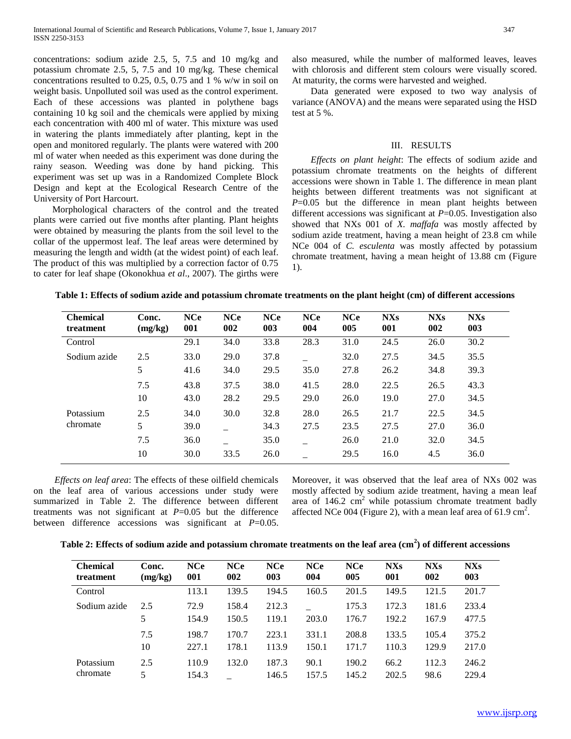concentrations: sodium azide 2.5, 5, 7.5 and 10 mg/kg and potassium chromate 2.5, 5, 7.5 and 10 mg/kg. These chemical concentrations resulted to 0.25, 0.5, 0.75 and 1 % w/w in soil on weight basis. Unpolluted soil was used as the control experiment. Each of these accessions was planted in polythene bags containing 10 kg soil and the chemicals were applied by mixing each concentration with 400 ml of water. This mixture was used in watering the plants immediately after planting, kept in the open and monitored regularly. The plants were watered with 200 ml of water when needed as this experiment was done during the rainy season. Weeding was done by hand picking. This experiment was set up was in a Randomized Complete Block Design and kept at the Ecological Research Centre of the University of Port Harcourt.

Morphological characters of the control and the treated plants were carried out five months after planting. Plant heights were obtained by measuring the plants from the soil level to the collar of the uppermost leaf. The leaf areas were determined by measuring the length and width (at the widest point) of each leaf. The product of this was multiplied by a correction factor of 0.75 to cater for leaf shape (Okonokhua *et al*., 2007). The girths were also measured, while the number of malformed leaves, leaves with chlorosis and different stem colours were visually scored. At maturity, the corms were harvested and weighed.

Data generated were exposed to two way analysis of variance (ANOVA) and the means were separated using the HSD test at 5 %.

## III. RESULTS

*Effects on plant height*: The effects of sodium azide and potassium chromate treatments on the heights of different accessions were shown in Table 1. The difference in mean plant heights between different treatments was not significant at $P$=0.05 but the difference in mean plant heights between different accessions was significant at $P$=0.05. Investigation also showed that NXs 001 of *X. maffafa* was mostly affected by sodium azide treatment, having a mean height of 23.8 cm while NCe 004 of *C. esculenta* was mostly affected by potassium chromate treatment, having a mean height of 13.88 cm (Figure 1).

**Table 1: Effects of sodium azide and potassium chromate treatments on the plant height (cm) of different accessions**

| Chemical treatment | Conc. (mg/kg) | NCe 001 | NCe 002 | NCe 003 | NCe 004 | NCe 005 | NXs 001 | NXs 002 | NXs 003 |
|---|---|---|---|---|---|---|---|---|---|
| Control | | 29.1 | 34.0 | 33.8 | 28.3 | 31.0 | 24.5 | 26.0 | 30.2 |
| Sodium azide | 2.5 | 33.0 | 29.0 | 37.8 | _ | 32.0 | 27.5 | 34.5 | 35.5 |
| | 5 | 41.6 | 34.0 | 29.5 | 35.0 | 27.8 | 26.2 | 34.8 | 39.3 |
| | 7.5 | 43.8 | 37.5 | 38.0 | 41.5 | 28.0 | 22.5 | 26.5 | 43.3 |
| | 10 | 43.0 | 28.2 | 29.5 | 29.0 | 26.0 | 19.0 | 27.0 | 34.5 |
| Potassium chromate | 2.5 | 34.0 | 30.0 | 32.8 | 28.0 | 26.5 | 21.7 | 22.5 | 34.5 |
| | 5 | 39.0 | _ | 34.3 | 27.5 | 23.5 | 27.5 | 27.0 | 36.0 |
| | 7.5 | 36.0 | _ | 35.0 | _ | 26.0 | 21.0 | 32.0 | 34.5 |
| | 10 | 30.0 | 33.5 | 26.0 | _ | 29.5 | 16.0 | 4.5 | 36.0 |

*Effects on leaf area*: The effects of these oilfield chemicals on the leaf area of various accessions under study were summarized in Table 2. The difference between different treatments was not significant at $P$=0.05 but the difference between difference accessions was significant at $P$=0.05. Moreover, it was observed that the leaf area of NXs 002 was mostly affected by sodium azide treatment, having a mean leaf area of 146.2 $cm^2$ while potassium chromate treatment badly affected NCe 004 (Figure 2), with a mean leaf area of 61.9 $cm^2$.

**Table 2: Effects of sodium azide and potassium chromate treatments on the leaf area ($cm^2$) of different accessions**

| Chemical treatment | Conc. (mg/kg) | NCe 001 | NCe 002 | NCe 003 | NCe 004 | NCe 005 | NXs 001 | NXs 002 | NXs 003 |
|---|---|---|---|---|---|---|---|---|---|
| Control | | 113.1 | 139.5 | 194.5 | 160.5 | 201.5 | 149.5 | 121.5 | 201.7 |
| Sodium azide | 2.5 | 72.9 | 158.4 | 212.3 | _ | 175.3 | 172.3 | 181.6 | 233.4 |
| | 5 | 154.9 | 150.5 | 119.1 | 203.0 | 176.7 | 192.2 | 167.9 | 477.5 |
| | 7.5 | 198.7 | 170.7 | 223.1 | 331.1 | 208.8 | 133.5 | 105.4 | 375.2 |
| | 10 | 227.1 | 178.1 | 113.9 | 150.1 | 171.7 | 110.3 | 129.9 | 217.0 |
| Potassium chromate | 2.5 | 110.9 | 132.0 | 187.3 | 90.1 | 190.2 | 66.2 | 112.3 | 246.2 |
| | 5 | 154.3 | _ | 146.5 | 157.5 | 145.2 | 202.5 | 98.6 | 229.4 |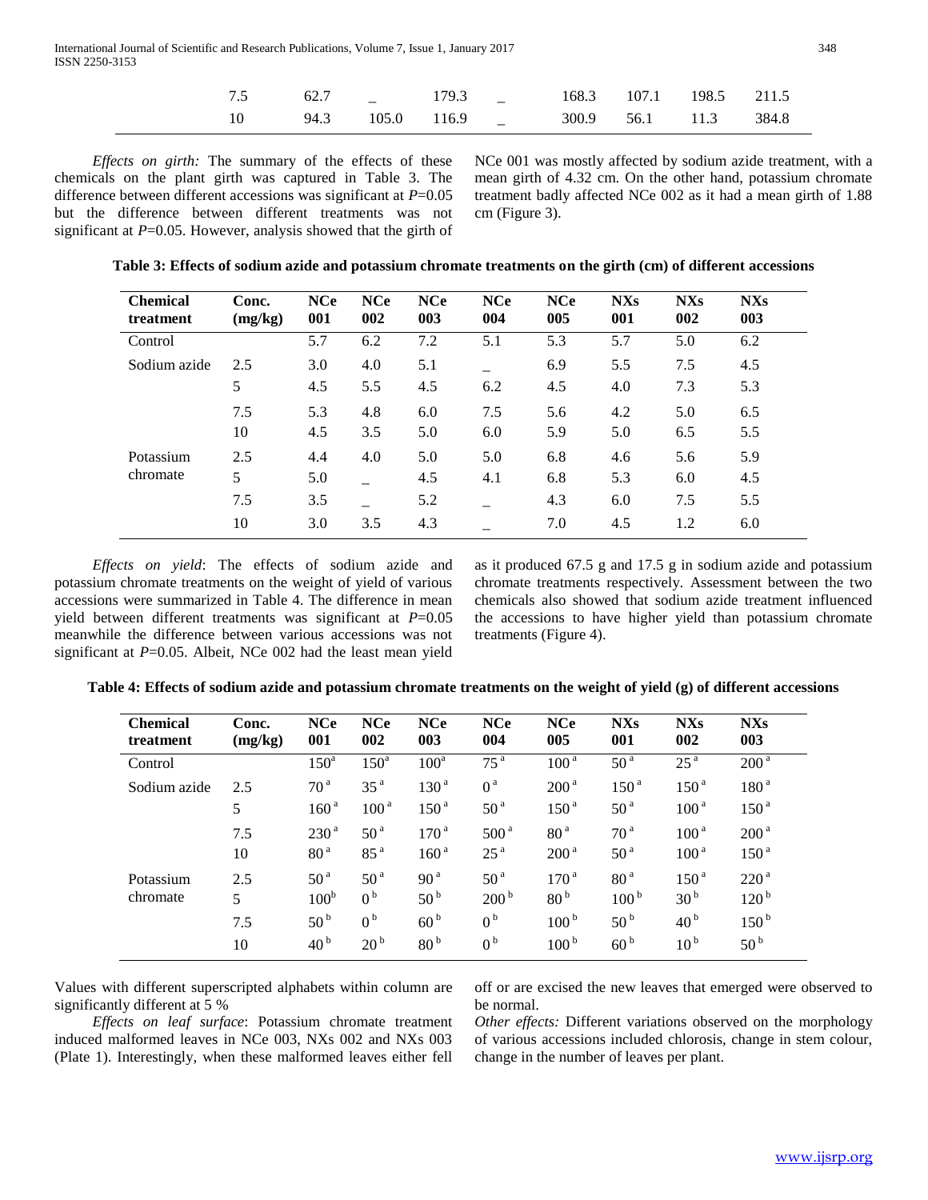| | | | | | | | | | |
|---|---|---|---|---|---|---|---|---|---|
| | 7.5 | 62.7 | _ | 179.3 | _ | 168.3 | 107.1 | 198.5 | 211.5 |
| | 10 | 94.3 | 105.0 | 116.9 | _ | 300.9 | 56.1 | 11.3 | 384.8 |

*Effects on girth:* The summary of the effects of these chemicals on the plant girth was captured in Table 3. The difference between different accessions was significant at $P$=0.05 but the difference between different treatments was not significant at $P$=0.05. However, analysis showed that the girth of NCe 001 was mostly affected by sodium azide treatment, with a mean girth of 4.32 cm. On the other hand, potassium chromate treatment badly affected NCe 002 as it had a mean girth of 1.88 cm (Figure 3).

**Table 3: Effects of sodium azide and potassium chromate treatments on the girth (cm) of different accessions**

| Chemical treatment | Conc. (mg/kg) | NCe 001 | NCe 002 | NCe 003 | NCe 004 | NCe 005 | NXs 001 | NXs 002 | NXs 003 |
|---|---|---|---|---|---|---|---|---|---|
| Control | | 5.7 | 6.2 | 7.2 | 5.1 | 5.3 | 5.7 | 5.0 | 6.2 |
| Sodium azide | 2.5 | 3.0 | 4.0 | 5.1 | _ | 6.9 | 5.5 | 7.5 | 4.5 |
| | 5 | 4.5 | 5.5 | 4.5 | 6.2 | 4.5 | 4.0 | 7.3 | 5.3 |
| | 7.5 | 5.3 | 4.8 | 6.0 | 7.5 | 5.6 | 4.2 | 5.0 | 6.5 |
| | 10 | 4.5 | 3.5 | 5.0 | 6.0 | 5.9 | 5.0 | 6.5 | 5.5 |
| Potassium chromate | 2.5 | 4.4 | 4.0 | 5.0 | 5.0 | 6.8 | 4.6 | 5.6 | 5.9 |
| | 5 | 5.0 | _ | 4.5 | 4.1 | 6.8 | 5.3 | 6.0 | 4.5 |
| | 7.5 | 3.5 | _ | 5.2 | _ | 4.3 | 6.0 | 7.5 | 5.5 |
| | 10 | 3.0 | 3.5 | 4.3 | _ | 7.0 | 4.5 | 1.2 | 6.0 |

*Effects on yield*: The effects of sodium azide and potassium chromate treatments on the weight of yield of various accessions were summarized in Table 4. The difference in mean yield between different treatments was significant at $P$=0.05 meanwhile the difference between various accessions was not significant at $P$=0.05. Albeit, NCe 002 had the least mean yield as it produced 67.5 g and 17.5 g in sodium azide and potassium chromate treatments respectively. Assessment between the two chemicals also showed that sodium azide treatment influenced the accessions to have higher yield than potassium chromate treatments (Figure 4).

**Table 4: Effects of sodium azide and potassium chromate treatments on the weight of yield (g) of different accessions**

| Chemical treatment | Conc. (mg/kg) | NCe 001 | NCe 002 | NCe 003 | NCe 004 | NCe 005 | NXs 001 | NXs 002 | NXs 003 |
|---|---|---|---|---|---|---|---|---|---|
| Control | | $150^{a}$ | $150^{a}$ | $100^{a}$ | $75^{a}$ | $100^{a}$ | $50^{a}$ | $25^{a}$ | $200^{a}$ |
| Sodium azide | 2.5 | $70^{a}$ | $35^{a}$ | $130^{a}$ | $0^{a}$ | $200^{a}$ | $150^{a}$ | $150^{a}$ | $180^{a}$ |
| | 5 | $160^{a}$ | $100^{a}$ | $150^{a}$ | $50^{a}$ | $150^{a}$ | $50^{a}$ | $100^{a}$ | $150^{a}$ |
| | 7.5 | $230^{a}$ | $50^{a}$ | $170^{a}$ | $500^{a}$ | $80^{a}$ | $70^{a}$ | $100^{a}$ | $200^{a}$ |
| | 10 | $80^{a}$ | $85^{a}$ | $160^{a}$ | $25^{a}$ | $200^{a}$ | $50^{a}$ | $100^{a}$ | $150^{a}$ |
| Potassium chromate | 2.5 | $50^{a}$ | $50^{a}$ | $90^{a}$ | $50^{a}$ | $170^{a}$ | $80^{a}$ | $150^{a}$ | $220^{a}$ |
| | 5 | $100^{b}$ | $0^{b}$ | $50^{b}$ | $200^{b}$ | $80^{b}$ | $100^{b}$ | $30^{b}$ | $120^{b}$ |
| | 7.5 | $50^{b}$ | $0^{b}$ | $60^{b}$ | $0^{b}$ | $100^{b}$ | $50^{b}$ | $40^{b}$ | $150^{b}$ |
| | 10 | $40^{b}$ | $20^{b}$ | $80^{b}$ | $0^{b}$ | $100^{b}$ | $60^{b}$ | $10^{b}$ | $50^{b}$ |

Values with different superscripted alphabets within column are significantly different at 5 %

*Effects on leaf surface*: Potassium chromate treatment induced malformed leaves in NCe 003, NXs 002 and NXs 003 (Plate 1). Interestingly, when these malformed leaves either fell off or are excised the new leaves that emerged were observed to be normal.

*Other effects:* Different variations observed on the morphology of various accessions included chlorosis, change in stem colour, change in the number of leaves per plant.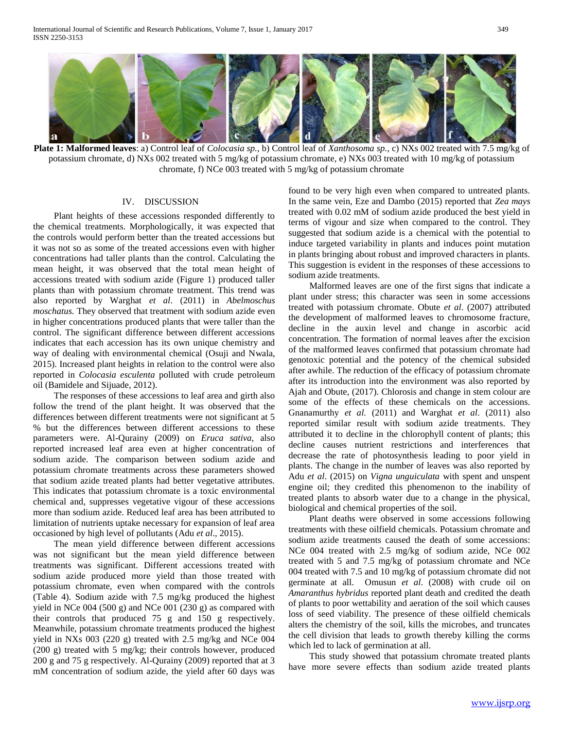**Plate 1: Malformed leaves**: a) Control leaf of *Colocasia sp.*, b) Control leaf of *Xanthosoma sp.*, c) NXs 002 treated with 7.5 mg/kg of potassium chromate, d) NXs 002 treated with 5 mg/kg of potassium chromate, e) NXs 003 treated with 10 mg/kg of potassium chromate, f) NCe 003 treated with 5 mg/kg of potassium chromate

## IV. DISCUSSION

Plant heights of these accessions responded differently to the chemical treatments. Morphologically, it was expected that the controls would perform better than the treated accessions but it was not so as some of the treated accessions even with higher concentrations had taller plants than the control. Calculating the mean height, it was observed that the total mean height of accessions treated with sodium azide (Figure 1) produced taller plants than with potassium chromate treatment. This trend was also reported by Warghat *et al*. (2011) in *Abelmoschus moschatus.* They observed that treatment with sodium azide even in higher concentrations produced plants that were taller than the control. The significant difference between different accessions indicates that each accession has its own unique chemistry and way of dealing with environmental chemical (Osuji and Nwala, 2015). Increased plant heights in relation to the control were also reported in *Colocasia esculenta* polluted with crude petroleum oil (Bamidele and Sijuade, 2012).

The responses of these accessions to leaf area and girth also follow the trend of the plant height. It was observed that the differences between different treatments were not significant at 5 % but the differences between different accessions to these parameters were. Al-Qurainy (2009) on *Eruca sativa,* also reported increased leaf area even at higher concentration of sodium azide. The comparison between sodium azide and potassium chromate treatments across these parameters showed that sodium azide treated plants had better vegetative attributes. This indicates that potassium chromate is a toxic environmental chemical and, suppresses vegetative vigour of these accessions more than sodium azide. Reduced leaf area has been attributed to limitation of nutrients uptake necessary for expansion of leaf area occasioned by high level of pollutants (Adu *et al*., 2015).

The mean yield difference between different accessions was not significant but the mean yield difference between treatments was significant. Different accessions treated with sodium azide produced more yield than those treated with potassium chromate, even when compared with the controls (Table 4). Sodium azide with 7.5 mg/kg produced the highest yield in NCe 004 (500 g) and NCe 001 (230 g) as compared with their controls that produced 75 g and 150 g respectively. Meanwhile, potassium chromate treatments produced the highest yield in NXs 003 (220 g) treated with 2.5 mg/kg and NCe 004 (200 g) treated with 5 mg/kg; their controls however, produced 200 g and 75 g respectively. Al-Qurainy (2009) reported that at 3 mM concentration of sodium azide, the yield after 60 days was found to be very high even when compared to untreated plants. In the same vein, Eze and Dambo (2015) reported that *Zea mays* treated with 0.02 mM of sodium azide produced the best yield in terms of vigour and size when compared to the control. They suggested that sodium azide is a chemical with the potential to induce targeted variability in plants and induces point mutation in plants bringing about robust and improved characters in plants. This suggestion is evident in the responses of these accessions to sodium azide treatments.

Malformed leaves are one of the first signs that indicate a plant under stress; this character was seen in some accessions treated with potassium chromate. Obute *et al.* (2007) attributed the development of malformed leaves to chromosome fracture, decline in the auxin level and change in ascorbic acid concentration. The formation of normal leaves after the excision of the malformed leaves confirmed that potassium chromate had genotoxic potential and the potency of the chemical subsided after awhile. The reduction of the efficacy of potassium chromate after its introduction into the environment was also reported by Ajah and Obute, (2017). Chlorosis and change in stem colour are some of the effects of these chemicals on the accessions. Gnanamurthy *et al.* (2011) and Warghat *et al.* (2011) also reported similar result with sodium azide treatments. They attributed it to decline in the chlorophyll content of plants; this decline causes nutrient restrictions and interferences that decrease the rate of photosynthesis leading to poor yield in plants. The change in the number of leaves was also reported by Adu *et al*. (2015) on *Vigna unguiculata* with spent and unspent engine oil; they credited this phenomenon to the inability of treated plants to absorb water due to a change in the physical, biological and chemical properties of the soil.

Plant deaths were observed in some accessions following treatments with these oilfield chemicals. Potassium chromate and sodium azide treatments caused the death of some accessions: NCe 004 treated with 2.5 mg/kg of sodium azide, NCe 002 treated with 5 and 7.5 mg/kg of potassium chromate and NCe 004 treated with 7.5 and 10 mg/kg of potassium chromate did not germinate at all. Omusun *et al*. (2008) with crude oil on *Amaranthus hybridus* reported plant death and credited the death of plants to poor wettability and aeration of the soil which causes loss of seed viability. The presence of these oilfield chemicals alters the chemistry of the soil, kills the microbes, and truncates the cell division that leads to growth thereby killing the corms which led to lack of germination at all.

This study showed that potassium chromate treated plants have more severe effects than sodium azide treated plants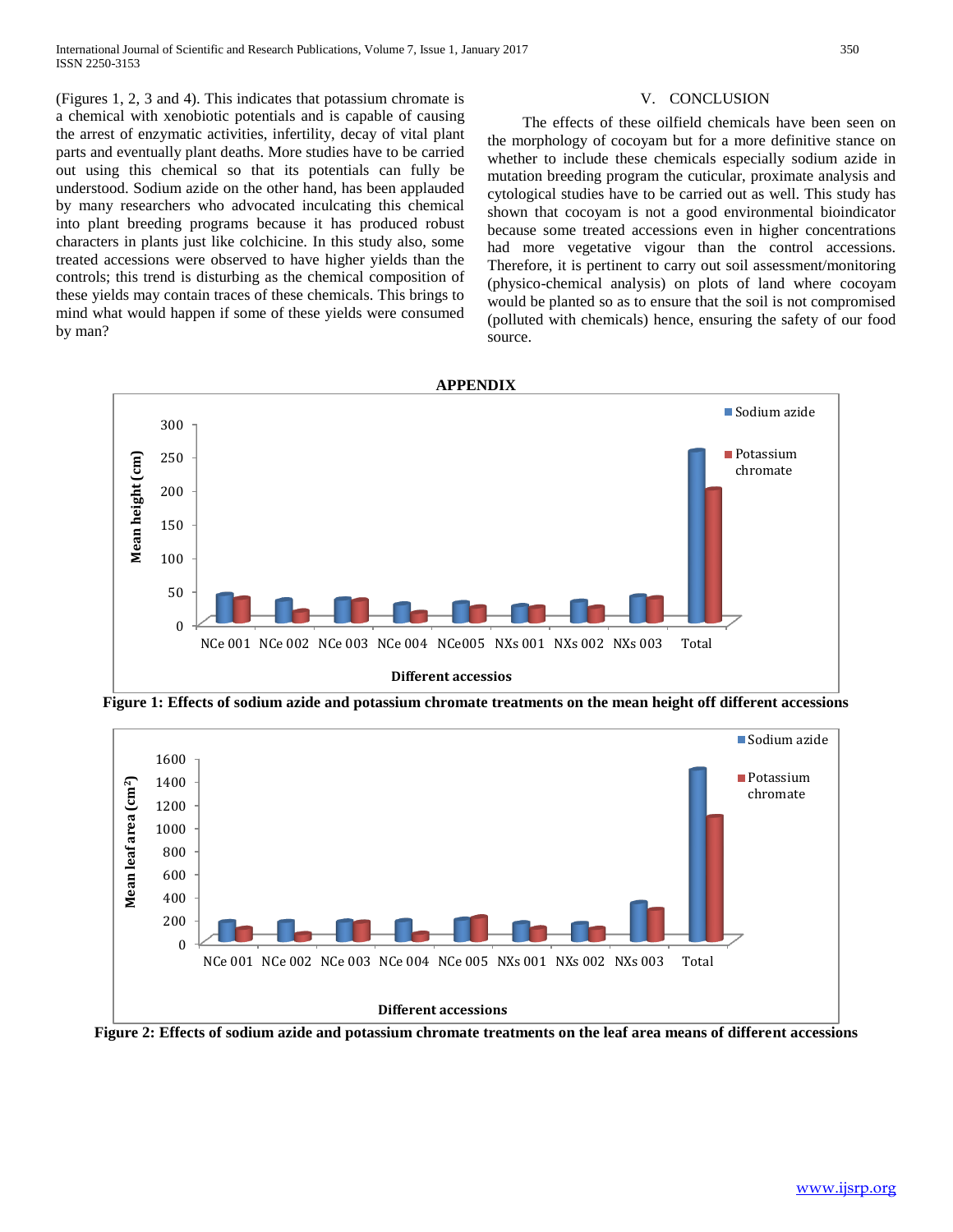(Figures 1, 2, 3 and 4). This indicates that potassium chromate is a chemical with xenobiotic potentials and is capable of causing the arrest of enzymatic activities, infertility, decay of vital plant parts and eventually plant deaths. More studies have to be carried out using this chemical so that its potentials can fully be understood. Sodium azide on the other hand, has been applauded by many researchers who advocated inculcating this chemical into plant breeding programs because it has produced robust characters in plants just like colchicine. In this study also, some treated accessions were observed to have higher yields than the controls; this trend is disturbing as the chemical composition of these yields may contain traces of these chemicals. This brings to mind what would happen if some of these yields were consumed by man?

## V. CONCLUSION

The effects of these oilfield chemicals have been seen on the morphology of cocoyam but for a more definitive stance on whether to include these chemicals especially sodium azide in mutation breeding program the cuticular, proximate analysis and cytological studies have to be carried out as well. This study has shown that cocoyam is not a good environmental bioindicator because some treated accessions even in higher concentrations had more vegetative vigour than the control accessions. Therefore, it is pertinent to carry out soil assessment/monitoring (physico-chemical analysis) on plots of land where cocoyam would be planted so as to ensure that the soil is not compromised (polluted with chemicals) hence, ensuring the safety of our food source.

## APPENDIX

**Figure 1: Effects of sodium azide and potassium chromate treatments on the mean height off different accessions**

**Figure 2: Effects of sodium azide and potassium chromate treatments on the leaf area means of different accessions**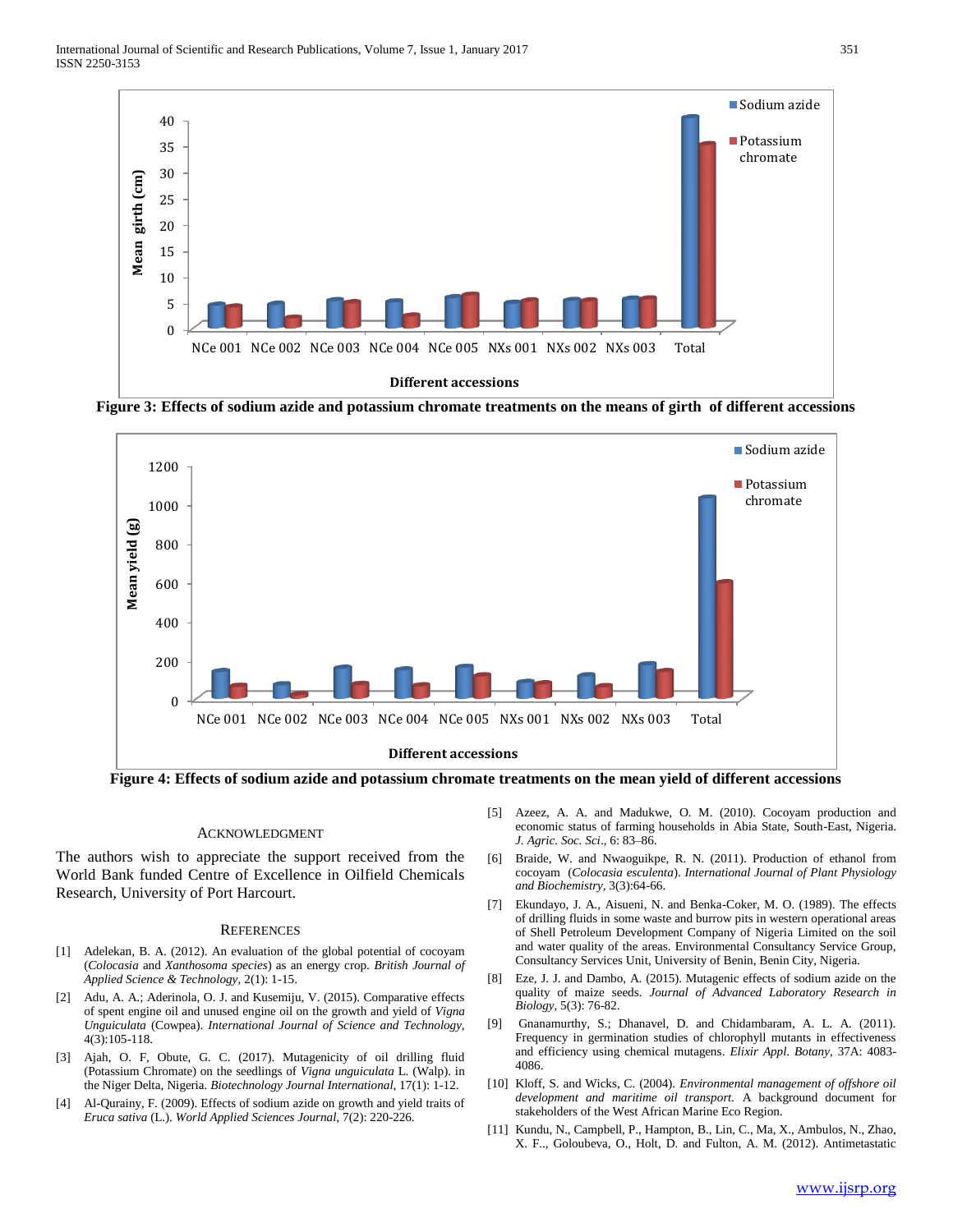Figure 3: Effects of sodium azide and potassium chromate treatments on the means of girth of different accessions

Figure 4: Effects of sodium azide and potassium chromate treatments on the mean yield of different accessions

## ACKNOWLEDGMENT

The authors wish to appreciate the support received from the World Bank funded Centre of Excellence in Oilfield Chemicals Research, University of Port Harcourt.

## REFERENCES

[1] Adelekan, B. A. (2012). An evaluation of the global potential of cocoyam (*Colocasia* and *Xanthosoma species*) as an energy crop. *British Journal of Applied Science & Technology,* 2(1): 1-15.

[2] Adu, A. A.; Aderinola, O. J. and Kusemiju, V. (2015). Comparative effects of spent engine oil and unused engine oil on the growth and yield of *Vigna Unguiculata* (Cowpea). *International Journal of Science and Technology,* 4(3):105-118.

[3] Ajah, O. F, Obute, G. C. (2017). Mutagenicity of oil drilling fluid (Potassium Chromate) on the seedlings of *Vigna unguiculata* L. (Walp). in the Niger Delta, Nigeria. *Biotechnology Journal International,* 17(1): 1-12.

[4] Al-Qurainy, F. (2009). Effects of sodium azide on growth and yield traits of *Eruca sativa* (L.). *World Applied Sciences Journal,* 7(2): 220-226.

[5] Azeez, A. A. and Madukwe, O. M. (2010). Cocoyam production and economic status of farming households in Abia State, South-East, Nigeria. *J. Agric. Soc. Sci*., 6: 83–86.

[6] Braide, W. and Nwaoguikpe, R. N. (2011). Production of ethanol from cocoyam (*Colocasia esculenta*). *International Journal of Plant Physiology and Biochemistry,* 3(3):64-66.

[7] Ekundayo, J. A., Aisueni, N. and Benka-Coker, M. O. (1989). The effects of drilling fluids in some waste and burrow pits in western operational areas of Shell Petroleum Development Company of Nigeria Limited on the soil and water quality of the areas. Environmental Consultancy Service Group, Consultancy Services Unit, University of Benin, Benin City, Nigeria.

[8] Eze, J. J. and Dambo, A. (2015). Mutagenic effects of sodium azide on the quality of maize seeds. *Journal of Advanced Laboratory Research in Biology,* 5(3): 76-82.

[9] Gnanamurthy, S.; Dhanavel, D. and Chidambaram, A. L. A. (2011). Frequency in germination studies of chlorophyll mutants in effectiveness and efficiency using chemical mutagens. *Elixir Appl. Botany,* 37A: 4083-4086.

[10] Kloff, S. and Wicks, C. (2004). *Environmental management of offshore oil development and maritime oil transport*. A background document for stakeholders of the West African Marine Eco Region.

[11] Kundu, N., Campbell, P., Hampton, B., Lin, C., Ma, X., Ambulos, N., Zhao, X. F.., Goloubeva, O., Holt, D. and Fulton, A. M. (2012). Antimetastatic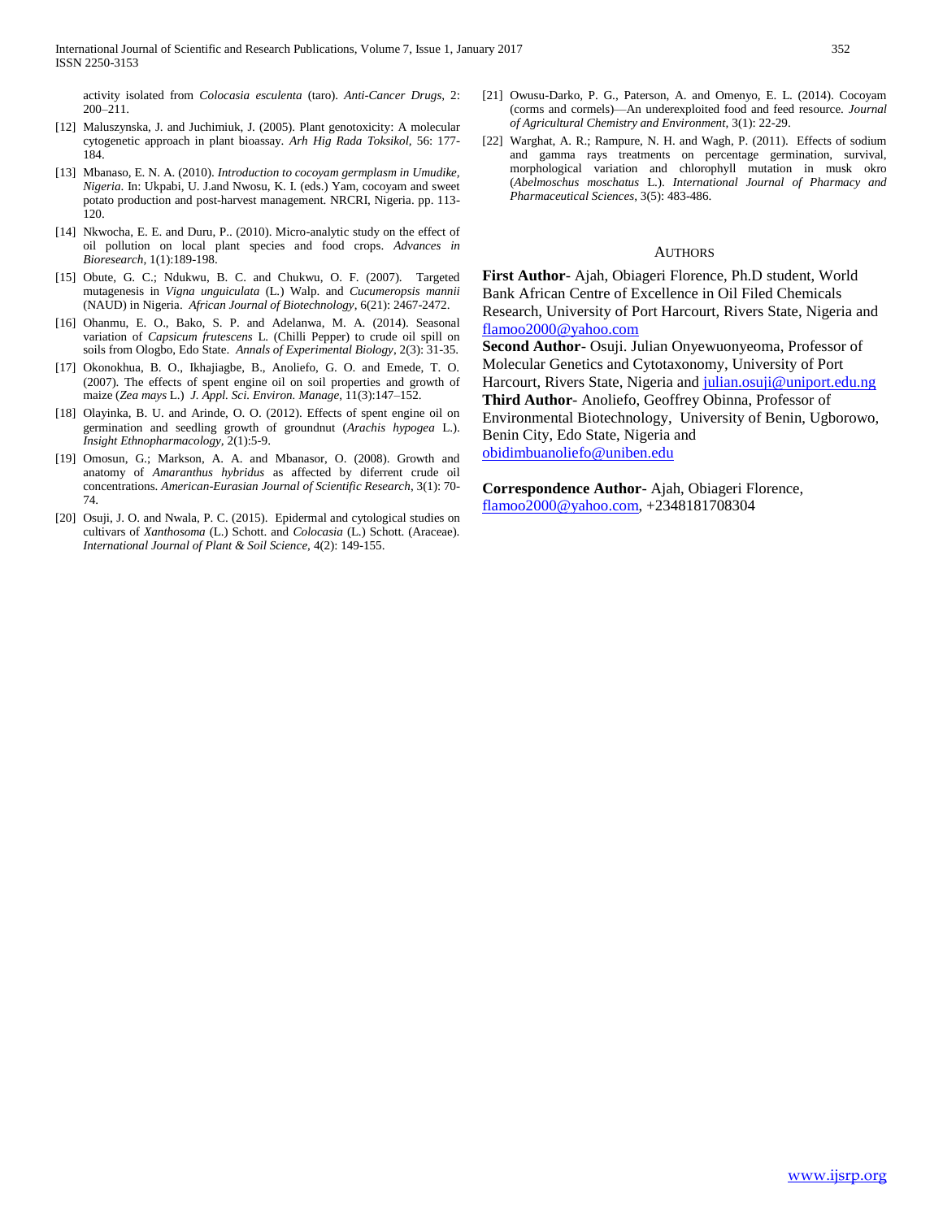activity isolated from *Colocasia esculenta* (taro). *Anti-Cancer Drugs*, 2: 200–211.

[12] Maluszynska, J. and Juchimiuk, J. (2005). Plant genotoxicity: A molecular cytogenetic approach in plant bioassay. *Arh Hig Rada Toksikol*, 56: 177-184.

[13] Mbanaso, E. N. A. (2010). *Introduction to cocoyam germplasm in Umudike, Nigeria*. In: Ukpabi, U. J.and Nwosu, K. I. (eds.) Yam, cocoyam and sweet potato production and post-harvest management. NRCRI, Nigeria. pp. 113-120.

[14] Nkwocha, E. E. and Duru, P.. (2010). Micro-analytic study on the effect of oil pollution on local plant species and food crops. *Advances in Bioresearch*, 1(1):189-198.

[15] Obute, G. C.; Ndukwu, B. C. and Chukwu, O. F. (2007). Targeted mutagenesis in *Vigna unguiculata* (L.) Walp. and *Cucumeropsis mannii* (NAUD) in Nigeria. *African Journal of Biotechnology*, 6(21): 2467-2472.

[16] Ohanmu, E. O., Bako, S. P. and Adelanwa, M. A. (2014). Seasonal variation of *Capsicum frutescens* L. (Chilli Pepper) to crude oil spill on soils from Ologbo, Edo State. *Annals of Experimental Biology*, 2(3): 31-35.

[17] Okonokhua, B. O., Ikhajiagbe, B., Anoliefo, G. O. and Emede, T. O. (2007). The effects of spent engine oil on soil properties and growth of maize (*Zea mays* L.) *J. Appl. Sci. Environ. Manage*, 11(3):147–152.

[18] Olayinka, B. U. and Arinde, O. O. (2012). Effects of spent engine oil on germination and seedling growth of groundnut (*Arachis hypogea* L.). *Insight Ethnopharmacology*, 2(1):5-9.

[19] Omosun, G.; Markson, A. A. and Mbanasor, O. (2008). Growth and anatomy of *Amaranthus hybridus* as affected by diferrent crude oil concentrations. *American-Eurasian Journal of Scientific Research*, 3(1): 70-74.

[20] Osuji, J. O. and Nwala, P. C. (2015). Epidermal and cytological studies on cultivars of *Xanthosoma* (L.) Schott. and *Colocasia* (L.) Schott. (Araceae). *International Journal of Plant & Soil Science*, 4(2): 149-155.

[21] Owusu-Darko, P. G., Paterson, A. and Omenyo, E. L. (2014). Cocoyam (corms and cormels)—An underexploited food and feed resource. *Journal of Agricultural Chemistry and Environment*, 3(1): 22-29.

[22] Warghat, A. R.; Rampure, N. H. and Wagh, P. (2011). Effects of sodium and gamma rays treatments on percentage germination, survival, morphological variation and chlorophyll mutation in musk okro (*Abelmoschus moschatus* L.). *International Journal of Pharmacy and Pharmaceutical Sciences*, 3(5): 483-486.

## AUTHORS

**First Author**- Ajah, Obiageri Florence, Ph.D student, World Bank African Centre of Excellence in Oil Filed Chemicals Research, University of Port Harcourt, Rivers State, Nigeria and flamoo2000@yahoo.com

**Second Author**- Osuji. Julian Onyewuonyeoma, Professor of Molecular Genetics and Cytotaxonomy, University of Port Harcourt, Rivers State, Nigeria and julian.osuji@uniport.edu.ng

**Third Author**- Anoliefo, Geoffrey Obinna, Professor of Environmental Biotechnology, University of Benin, Ugborowo, Benin City, Edo State, Nigeria and obidimbuanoliefo@uniben.edu

**Correspondence Author**- Ajah, Obiageri Florence, flamoo2000@yahoo.com, +2348181708304